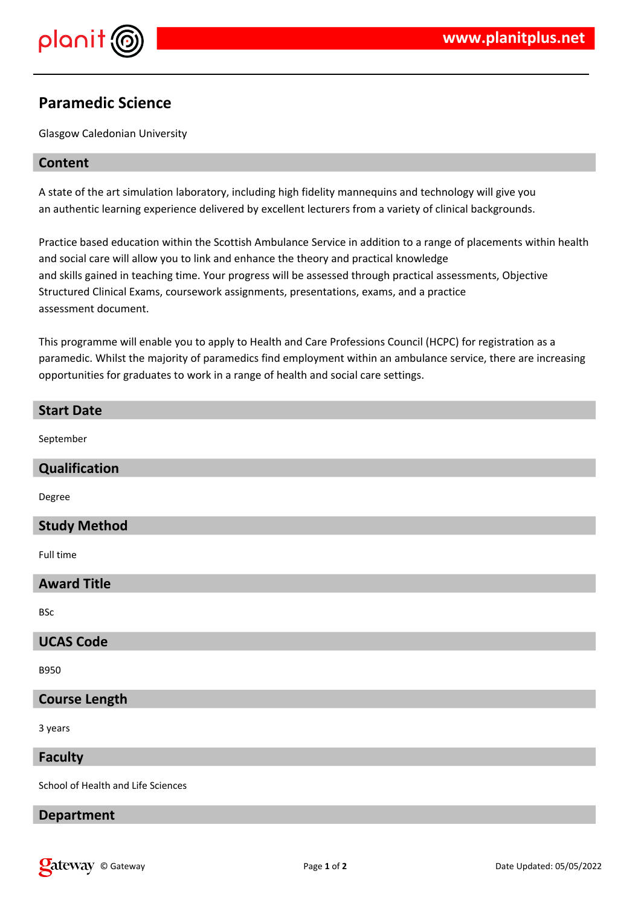# Paramedic Science

Glasgow Caledonian University

## Content

A state of the art simulation laboratory, including high fidelity mannequins and technology will give you an authentic learning experience delivered by excellent lecturers from a variety of clinical backgrounds.

Practice based education within the Scottish Ambulance Service in addition to a range of placements within health and social care will allow you to link and enhance the theory and practical knowledge and skills gained in teaching time. Your progress will be assessed through practical assessments, Objective Structured Clinical Exams, coursework assignments, presentations, exams, and a practice assessment document.

This programme will enable you to apply to Health and Care Professions Council (HCPC) for registration as a paramedic. Whilst the majority of paramedics find employment within an ambulance service, there are increasing opportunities for graduates to work in a range of health and social care settings.

## Start Date

September

## Qualification

Degree

## Study Method

Full time

## Award Title

BSc

## UCAS Code

B950

## Course Length

3 years

## Faculty

School of Health and Life Sciences

## Department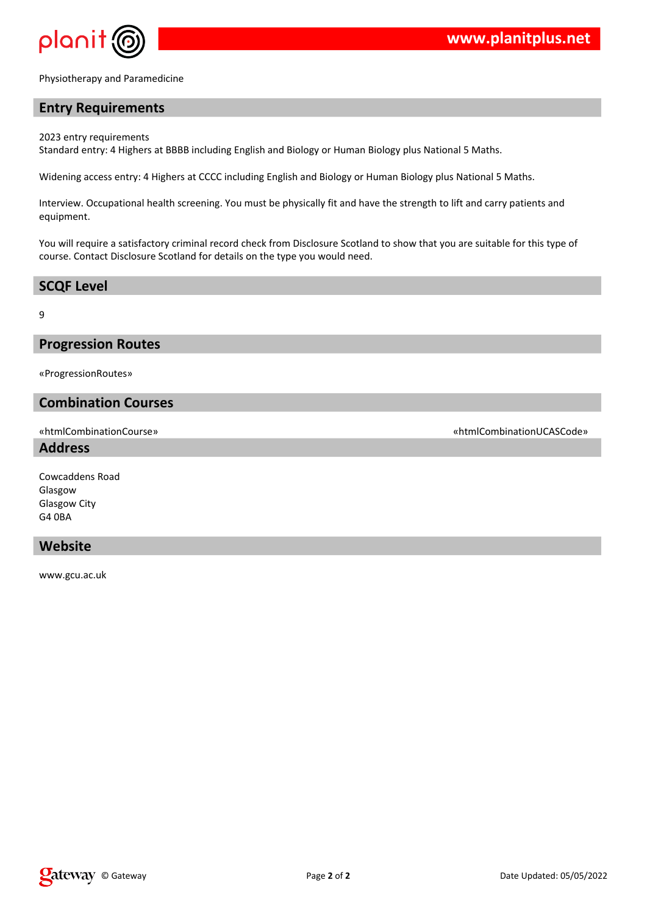Physiotherapy and Paramedicine

## Entry Requirements

2023 entry requirements
Standard entry: 4 Highers at BBBB including English and Biology or Human Biology plus National 5 Maths.

Widening access entry: 4 Highers at CCCC including English and Biology or Human Biology plus National 5 Maths.

Interview. Occupational health screening. You must be physically fit and have the strength to lift and carry patients and equipment.

You will require a satisfactory criminal record check from Disclosure Scotland to show that you are suitable for this type of course. Contact Disclosure Scotland for details on the type you would need.

## SCQF Level

9

## Progression Routes

«ProgressionRoutes»

## Combination Courses

«htmlCombinationCourse» «htmlCombinationUCASCode»

## Address

Cowcaddens Road
Glasgow
Glasgow City
G4 0BA

## Website

www.gcu.ac.uk